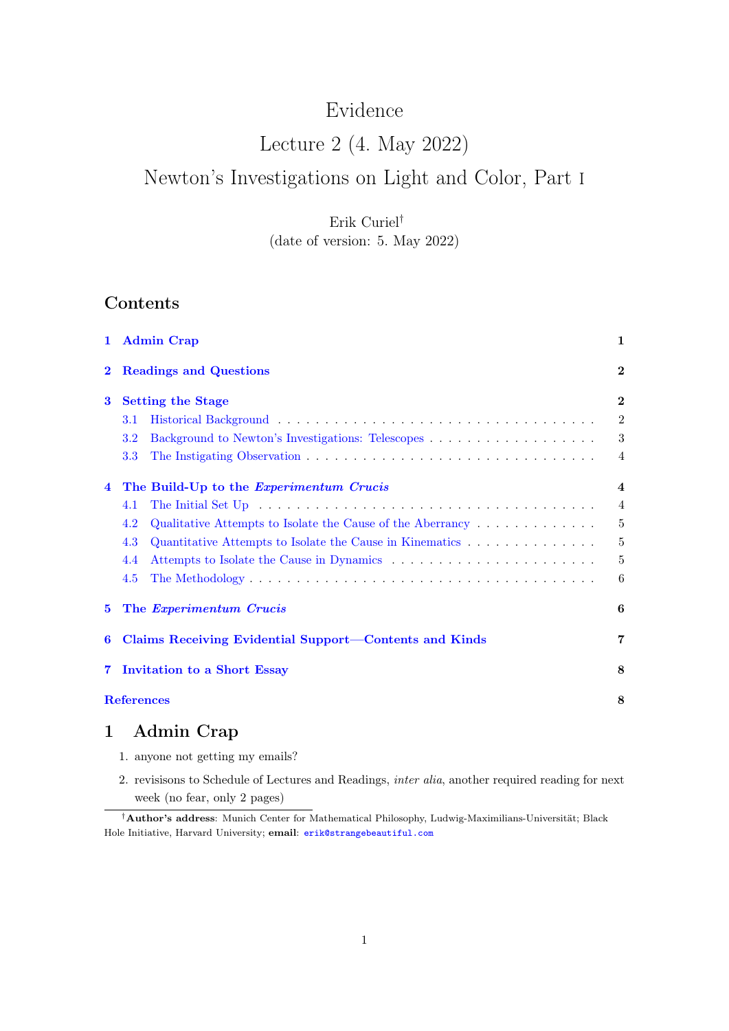# Evidence

## Lecture 2 (4. May 2022)

## Newton's Investigations on Light and Color, Part I

Erik Curiel[†]

(date of version: 5. May 2022)

## Contents

1 Admin Crap — 1

2 Readings and Questions — 2

3 Setting the Stage — 2
- 3.1 Historical Background — 2
- 3.2 Background to Newton's Investigations: Telescopes — 3
- 3.3 The Instigating Observation — 4

4 The Build-Up to the *Experimentum Crucis* — 4
- 4.1 The Initial Set Up — 4
- 4.2 Qualitative Attempts to Isolate the Cause of the Aberrancy — 5
- 4.3 Quantitative Attempts to Isolate the Cause in Kinematics — 5
- 4.4 Attempts to Isolate the Cause in Dynamics — 5
- 4.5 The Methodology — 6

5 The *Experimentum Crucis* — 6

6 Claims Receiving Evidential Support—Contents and Kinds — 7

7 Invitation to a Short Essay — 8

References — 8

## 1 Admin Crap

1. anyone not getting my emails?
2. revisisons to Schedule of Lectures and Readings, *inter alia*, another required reading for next week (no fear, only 2 pages)

---

[†]**Author's address**: Munich Center for Mathematical Philosophy, Ludwig-Maximilians-Universität; Black Hole Initiative, Harvard University; **email**: erik@strangebeautiful.com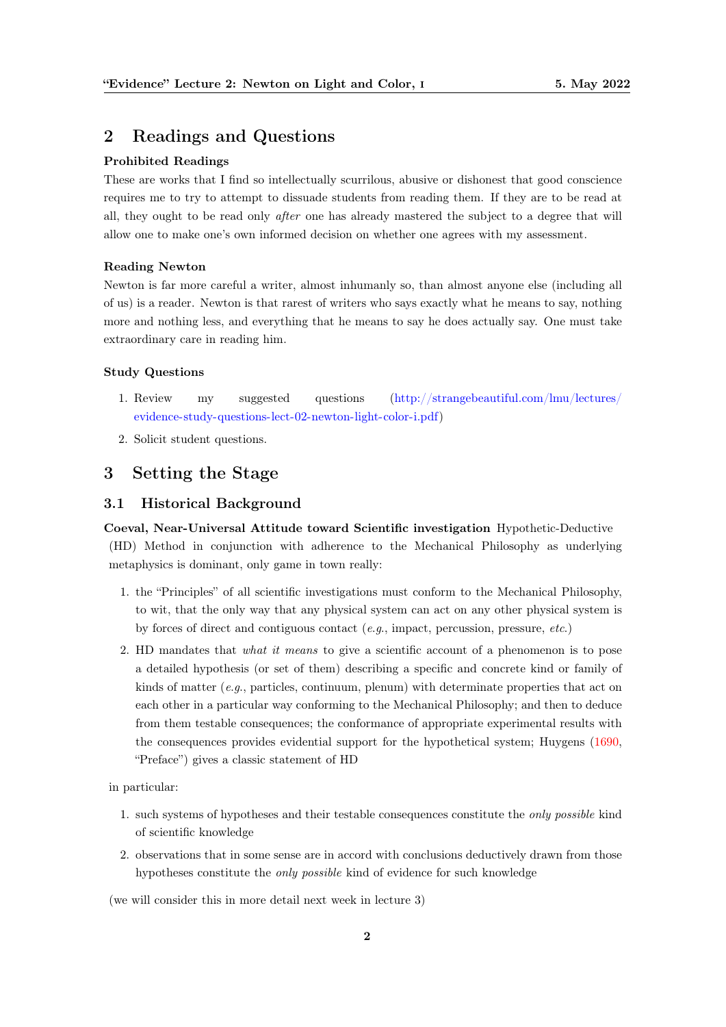## 2 Readings and Questions

**Prohibited Readings**

These are works that I find so intellectually scurrilous, abusive or dishonest that good conscience requires me to try to attempt to dissuade students from reading them. If they are to be read at all, they ought to be read only *after* one has already mastered the subject to a degree that will allow one to make one's own informed decision on whether one agrees with my assessment.

**Reading Newton**

Newton is far more careful a writer, almost inhumanly so, than almost anyone else (including all of us) is a reader. Newton is that rarest of writers who says exactly what he means to say, nothing more and nothing less, and everything that he means to say he does actually say. One must take extraordinary care in reading him.

**Study Questions**

1. Review my suggested questions (http://strangebeautiful.com/lmu/lectures/evidence-study-questions-lect-02-newton-light-color-i.pdf)
2. Solicit student questions.

## 3 Setting the Stage

### 3.1 Historical Background

**Coeval, Near-Universal Attitude toward Scientific investigation** Hypothetic-Deductive (HD) Method in conjunction with adherence to the Mechanical Philosophy as underlying metaphysics is dominant, only game in town really:

1. the "Principles" of all scientific investigations must conform to the Mechanical Philosophy, to wit, that the only way that any physical system can act on any other physical system is by forces of direct and contiguous contact (*e.g.*, impact, percussion, pressure, *etc.*)
2. HD mandates that *what it means* to give a scientific account of a phenomenon is to pose a detailed hypothesis (or set of them) describing a specific and concrete kind or family of kinds of matter (*e.g.*, particles, continuum, plenum) with determinate properties that act on each other in a particular way conforming to the Mechanical Philosophy; and then to deduce from them testable consequences; the conformance of appropriate experimental results with the consequences provides evidential support for the hypothetical system; Huygens (1690, "Preface") gives a classic statement of HD

in particular:

1. such systems of hypotheses and their testable consequences constitute the *only possible* kind of scientific knowledge
2. observations that in some sense are in accord with conclusions deductively drawn from those hypotheses constitute the *only possible* kind of evidence for such knowledge

(we will consider this in more detail next week in lecture 3)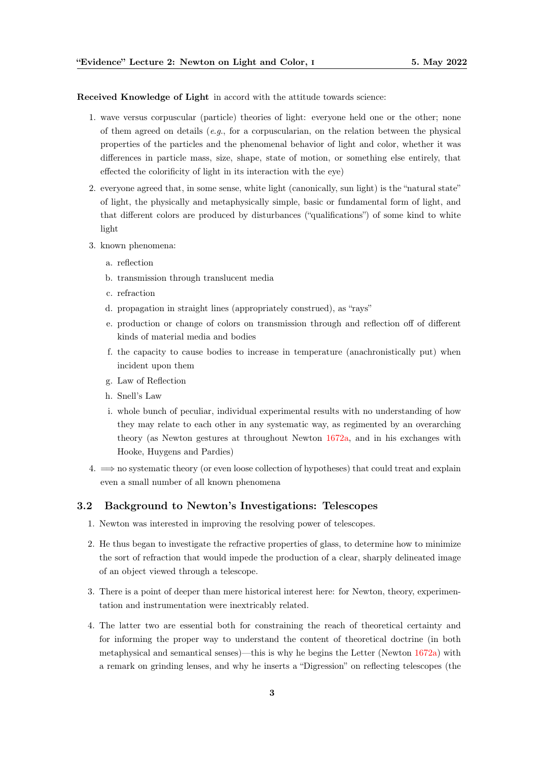**Received Knowledge of Light** in accord with the attitude towards science:

1. wave versus corpuscular (particle) theories of light: everyone held one or the other; none of them agreed on details (*e.g.*, for a corpuscularian, on the relation between the physical properties of the particles and the phenomenal behavior of light and color, whether it was differences in particle mass, size, shape, state of motion, or something else entirely, that effected the colorificity of light in its interaction with the eye)
2. everyone agreed that, in some sense, white light (canonically, sun light) is the "natural state" of light, the physically and metaphysically simple, basic or fundamental form of light, and that different colors are produced by disturbances ("qualifications") of some kind to white light
3. known phenomena:
   a. reflection
   b. transmission through translucent media
   c. refraction
   d. propagation in straight lines (appropriately construed), as "rays"
   e. production or change of colors on transmission through and reflection off of different kinds of material media and bodies
   f. the capacity to cause bodies to increase in temperature (anachronistically put) when incident upon them
   g. Law of Reflection
   h. Snell's Law
   i. whole bunch of peculiar, individual experimental results with no understanding of how they may relate to each other in any systematic way, as regimented by an overarching theory (as Newton gestures at throughout Newton 1672a, and in his exchanges with Hooke, Huygens and Pardies)
4. $\Longrightarrow$ no systematic theory (or even loose collection of hypotheses) that could treat and explain even a small number of all known phenomena

## 3.2 Background to Newton's Investigations: Telescopes

1. Newton was interested in improving the resolving power of telescopes.
2. He thus began to investigate the refractive properties of glass, to determine how to minimize the sort of refraction that would impede the production of a clear, sharply delineated image of an object viewed through a telescope.
3. There is a point of deeper than mere historical interest here: for Newton, theory, experimentation and instrumentation were inextricably related.
4. The latter two are essential both for constraining the reach of theoretical certainty and for informing the proper way to understand the content of theoretical doctrine (in both metaphysical and semantical senses)—this is why he begins the Letter (Newton 1672a) with a remark on grinding lenses, and why he inserts a "Digression" on reflecting telescopes (the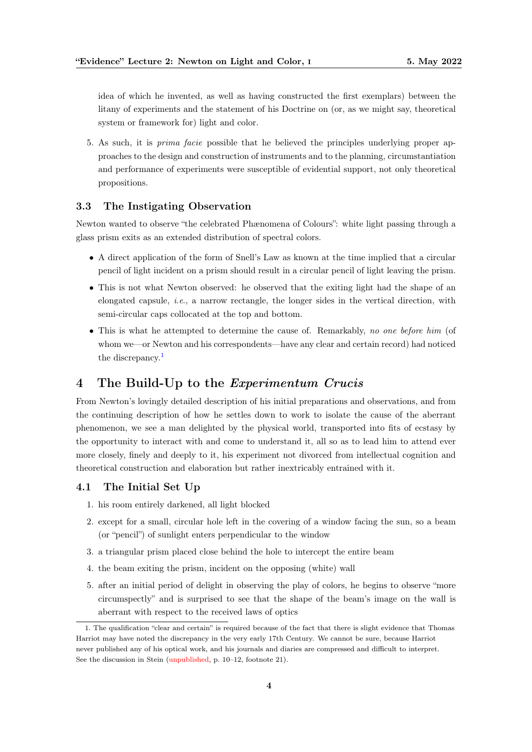idea of which he invented, as well as having constructed the first exemplars) between the litany of experiments and the statement of his Doctrine on (or, as we might say, theoretical system or framework for) light and color.

5. As such, it is *prima facie* possible that he believed the principles underlying proper approaches to the design and construction of instruments and to the planning, circumstantiation and performance of experiments were susceptible of evidential support, not only theoretical propositions.

### 3.3 The Instigating Observation

Newton wanted to observe "the celebrated Phænomena of Colours": white light passing through a glass prism exits as an extended distribution of spectral colors.

- A direct application of the form of Snell's Law as known at the time implied that a circular pencil of light incident on a prism should result in a circular pencil of light leaving the prism.
- This is not what Newton observed: he observed that the exiting light had the shape of an elongated capsule, *i.e.*, a narrow rectangle, the longer sides in the vertical direction, with semi-circular caps collocated at the top and bottom.
- This is what he attempted to determine the cause of. Remarkably, *no one before him* (of whom we—or Newton and his correspondents—have any clear and certain record) had noticed the discrepancy.[1]

## 4 The Build-Up to the *Experimentum Crucis*

From Newton's lovingly detailed description of his initial preparations and observations, and from the continuing description of how he settles down to work to isolate the cause of the aberrant phenomenon, we see a man delighted by the physical world, transported into fits of ecstasy by the opportunity to interact with and come to understand it, all so as to lead him to attend ever more closely, finely and deeply to it, his experiment not divorced from intellectual cognition and theoretical construction and elaboration but rather inextricably entrained with it.

### 4.1 The Initial Set Up

1. his room entirely darkened, all light blocked
2. except for a small, circular hole left in the covering of a window facing the sun, so a beam (or "pencil") of sunlight enters perpendicular to the window
3. a triangular prism placed close behind the hole to intercept the entire beam
4. the beam exiting the prism, incident on the opposing (white) wall
5. after an initial period of delight in observing the play of colors, he begins to observe "more circumspectly" and is surprised to see that the shape of the beam's image on the wall is aberrant with respect to the received laws of optics

1. The qualification "clear and certain" is required because of the fact that there is slight evidence that Thomas Harriot may have noted the discrepancy in the very early 17th Century. We cannot be sure, because Harriot never published any of his optical work, and his journals and diaries are compressed and difficult to interpret. See the discussion in Stein (unpublished, p. 10–12, footnote 21).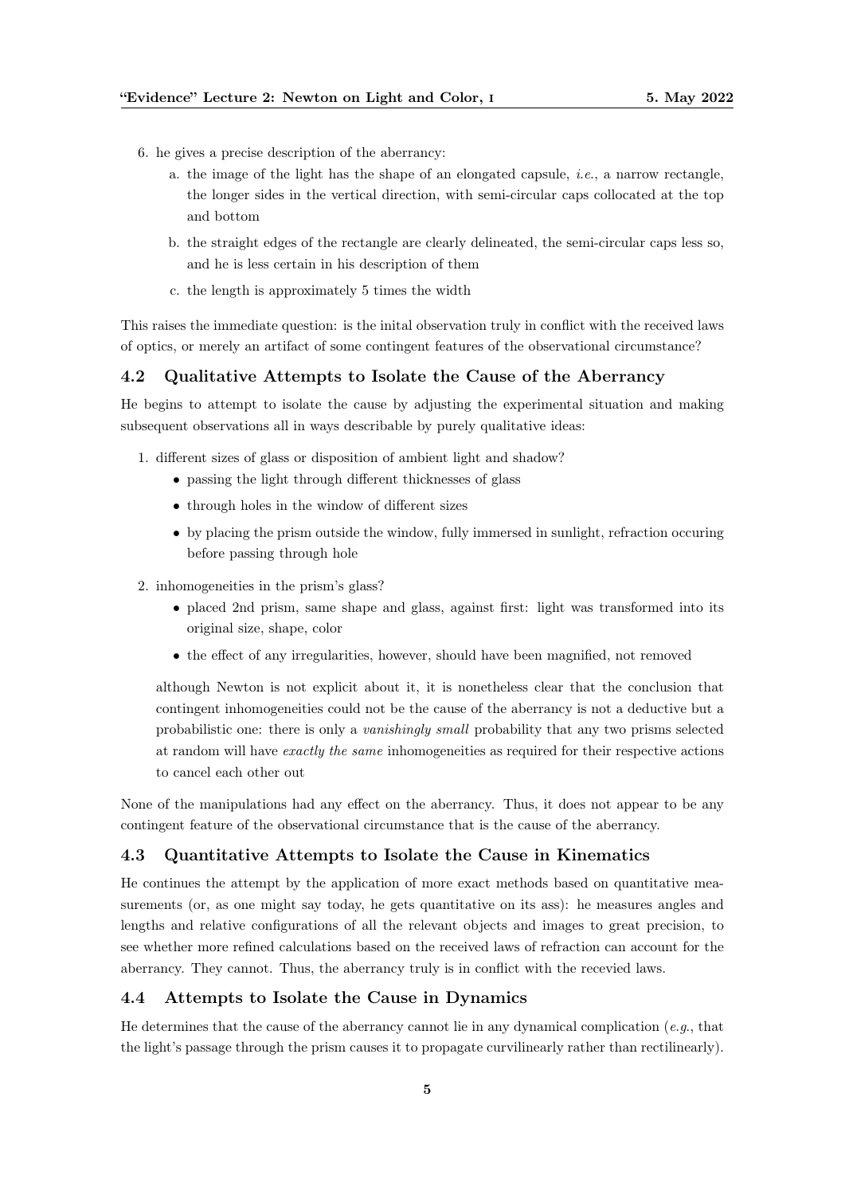6. he gives a precise description of the aberrancy:
   a. the image of the light has the shape of an elongated capsule, *i.e.*, a narrow rectangle, the longer sides in the vertical direction, with semi-circular caps collocated at the top and bottom
   b. the straight edges of the rectangle are clearly delineated, the semi-circular caps less so, and he is less certain in his description of them
   c. the length is approximately 5 times the width

This raises the immediate question: is the inital observation truly in conflict with the received laws of optics, or merely an artifact of some contingent features of the observational circumstance?

### 4.2 Qualitative Attempts to Isolate the Cause of the Aberrancy

He begins to attempt to isolate the cause by adjusting the experimental situation and making subsequent observations all in ways describable by purely qualitative ideas:

1. different sizes of glass or disposition of ambient light and shadow?
   - passing the light through different thicknesses of glass
   - through holes in the window of different sizes
   - by placing the prism outside the window, fully immersed in sunlight, refraction occuring before passing through hole
2. inhomogeneities in the prism's glass?
   - placed 2nd prism, same shape and glass, against first: light was transformed into its original size, shape, color
   - the effect of any irregularities, however, should have been magnified, not removed

   although Newton is not explicit about it, it is nonetheless clear that the conclusion that contingent inhomogeneities could not be the cause of the aberrancy is not a deductive but a probabilistic one: there is only a *vanishingly small* probability that any two prisms selected at random will have *exactly the same* inhomogeneities as required for their respective actions to cancel each other out

None of the manipulations had any effect on the aberrancy. Thus, it does not appear to be any contingent feature of the observational circumstance that is the cause of the aberrancy.

### 4.3 Quantitative Attempts to Isolate the Cause in Kinematics

He continues the attempt by the application of more exact methods based on quantitative measurements (or, as one might say today, he gets quantitative on its ass): he measures angles and lengths and relative configurations of all the relevant objects and images to great precision, to see whether more refined calculations based on the received laws of refraction can account for the aberrancy. They cannot. Thus, the aberrancy truly is in conflict with the recevied laws.

### 4.4 Attempts to Isolate the Cause in Dynamics

He determines that the cause of the aberrancy cannot lie in any dynamical complication (*e.g.*, that the light's passage through the prism causes it to propagate curvilinearly rather than rectilinearly).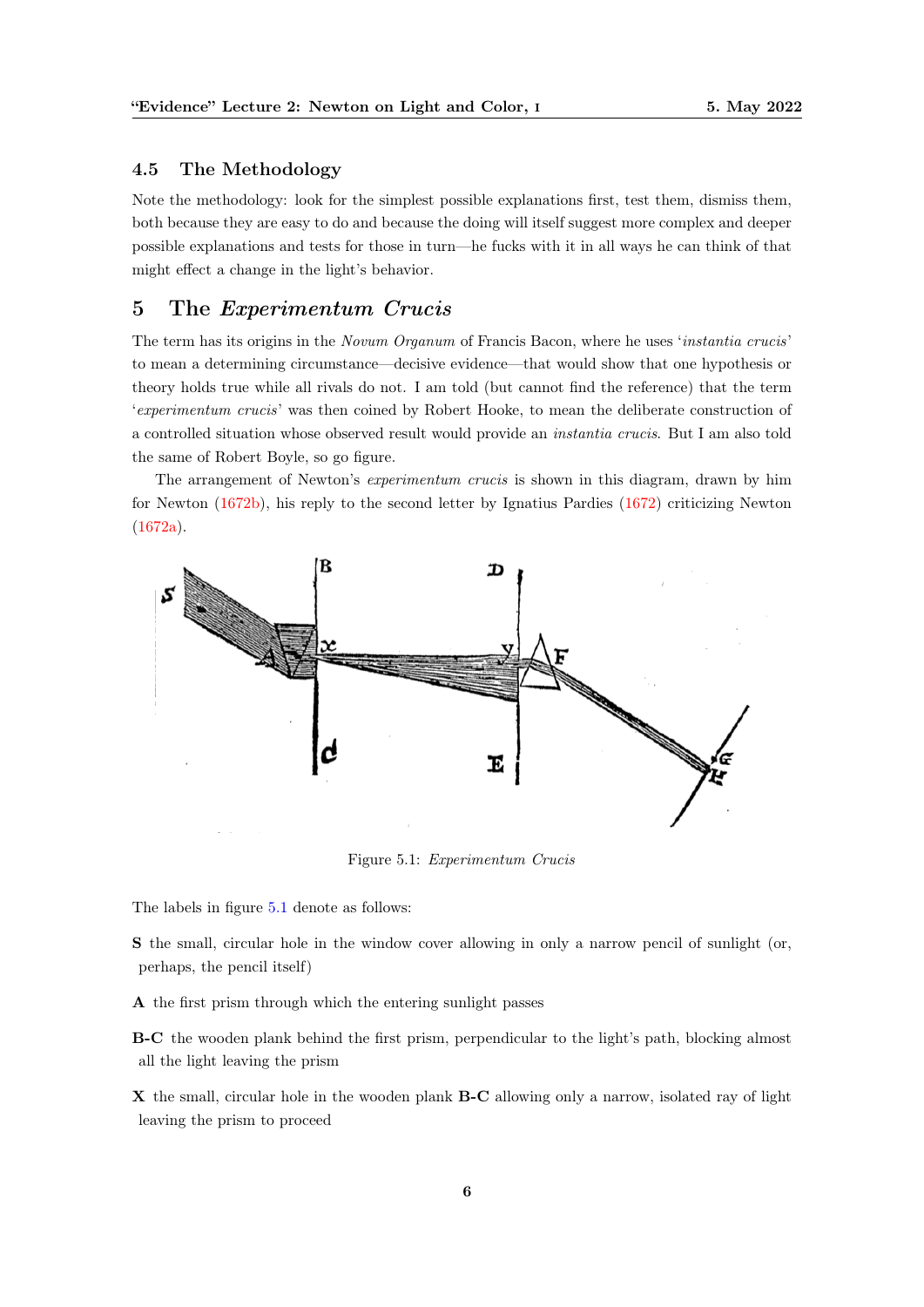### 4.5 The Methodology

Note the methodology: look for the simplest possible explanations first, test them, dismiss them, both because they are easy to do and because the doing will itself suggest more complex and deeper possible explanations and tests for those in turn—he fucks with it in all ways he can think of that might effect a change in the light's behavior.

## 5 The *Experimentum Crucis*

The term has its origins in the *Novum Organum* of Francis Bacon, where he uses '*instantia crucis*' to mean a determining circumstance—decisive evidence—that would show that one hypothesis or theory holds true while all rivals do not. I am told (but cannot find the reference) that the term '*experimentum crucis*' was then coined by Robert Hooke, to mean the deliberate construction of a controlled situation whose observed result would provide an *instantia crucis*. But I am also told the same of Robert Boyle, so go figure.

The arrangement of Newton's *experimentum crucis* is shown in this diagram, drawn by him for Newton (1672b), his reply to the second letter by Ignatius Pardies (1672) criticizing Newton (1672a).

Figure 5.1: *Experimentum Crucis*

The labels in figure 5.1 denote as follows:

**S** the small, circular hole in the window cover allowing in only a narrow pencil of sunlight (or, perhaps, the pencil itself)

**A** the first prism through which the entering sunlight passes

**B-C** the wooden plank behind the first prism, perpendicular to the light's path, blocking almost all the light leaving the prism

**X** the small, circular hole in the wooden plank **B-C** allowing only a narrow, isolated ray of light leaving the prism to proceed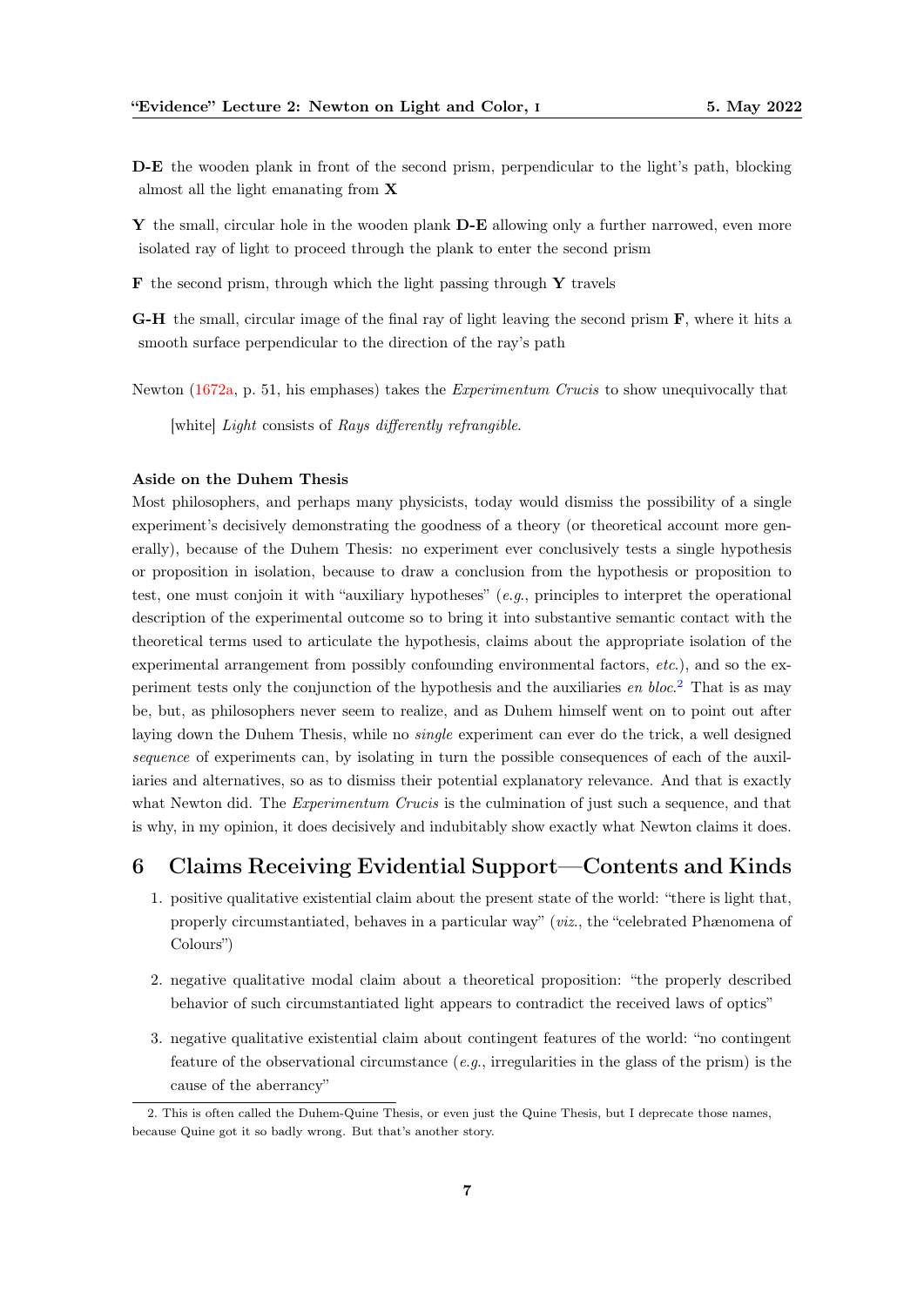**D-E** the wooden plank in front of the second prism, perpendicular to the light's path, blocking almost all the light emanating from **X**

**Y** the small, circular hole in the wooden plank **D-E** allowing only a further narrowed, even more isolated ray of light to proceed through the plank to enter the second prism

**F** the second prism, through which the light passing through **Y** travels

**G-H** the small, circular image of the final ray of light leaving the second prism **F**, where it hits a smooth surface perpendicular to the direction of the ray's path

Newton (1672a, p. 51, his emphases) takes the *Experimentum Crucis* to show unequivocally that

> [white] *Light* consists of *Rays differently refrangible*.

**Aside on the Duhem Thesis**

Most philosophers, and perhaps many physicists, today would dismiss the possibility of a single experiment's decisively demonstrating the goodness of a theory (or theoretical account more generally), because of the Duhem Thesis: no experiment ever conclusively tests a single hypothesis or proposition in isolation, because to draw a conclusion from the hypothesis or proposition to test, one must conjoin it with "auxiliary hypotheses" (*e.g.*, principles to interpret the operational description of the experimental outcome so to bring it into substantive semantic contact with the theoretical terms used to articulate the hypothesis, claims about the appropriate isolation of the experimental arrangement from possibly confounding environmental factors, *etc.*), and so the experiment tests only the conjunction of the hypothesis and the auxiliaries *en bloc*.[2] That is as may be, but, as philosophers never seem to realize, and as Duhem himself went on to point out after laying down the Duhem Thesis, while no *single* experiment can ever do the trick, a well designed *sequence* of experiments can, by isolating in turn the possible consequences of each of the auxiliaries and alternatives, so as to dismiss their potential explanatory relevance. And that is exactly what Newton did. The *Experimentum Crucis* is the culmination of just such a sequence, and that is why, in my opinion, it does decisively and indubitably show exactly what Newton claims it does.

## 6 Claims Receiving Evidential Support—Contents and Kinds

1. positive qualitative existential claim about the present state of the world: "there is light that, properly circumstantiated, behaves in a particular way" (*viz.*, the "celebrated Phænomena of Colours")
2. negative qualitative modal claim about a theoretical proposition: "the properly described behavior of such circumstantiated light appears to contradict the received laws of optics"
3. negative qualitative existential claim about contingent features of the world: "no contingent feature of the observational circumstance (*e.g.*, irregularities in the glass of the prism) is the cause of the aberrancy"

---

2. This is often called the Duhem-Quine Thesis, or even just the Quine Thesis, but I deprecate those names, because Quine got it so badly wrong. But that's another story.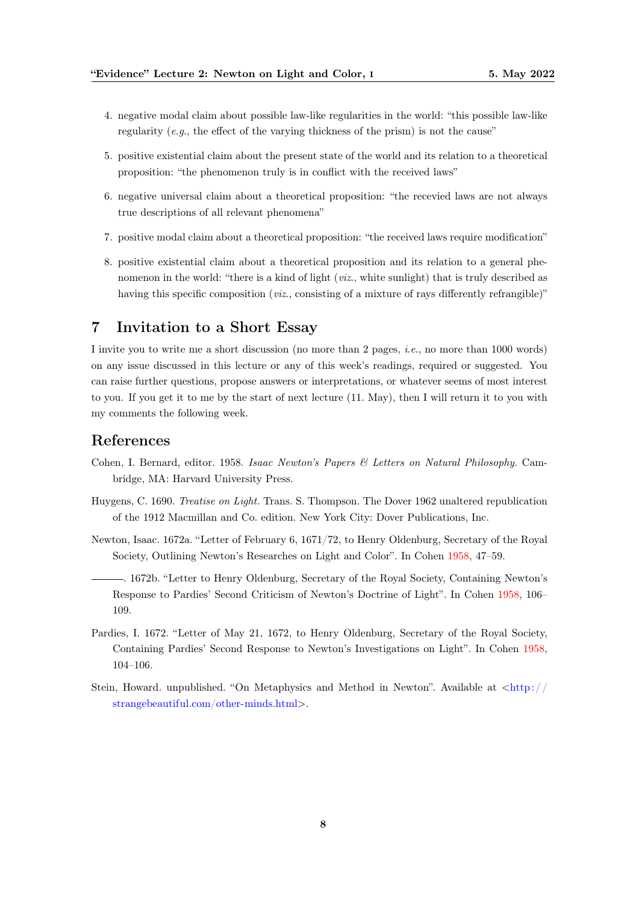4. negative modal claim about possible law-like regularities in the world: "this possible law-like regularity (*e.g.*, the effect of the varying thickness of the prism) is not the cause"

5. positive existential claim about the present state of the world and its relation to a theoretical proposition: "the phenomenon truly is in conflict with the received laws"

6. negative universal claim about a theoretical proposition: "the recevied laws are not always true descriptions of all relevant phenomena"

7. positive modal claim about a theoretical proposition: "the received laws require modification"

8. positive existential claim about a theoretical proposition and its relation to a general phenomenon in the world: "there is a kind of light (*viz.*, white sunlight) that is truly described as having this specific composition (*viz.*, consisting of a mixture of rays differently refrangible)"

## 7 Invitation to a Short Essay

I invite you to write me a short discussion (no more than 2 pages, *i.e.*, no more than 1000 words) on any issue discussed in this lecture or any of this week's readings, required or suggested. You can raise further questions, propose answers or interpretations, or whatever seems of most interest to you. If you get it to me by the start of next lecture (11. May), then I will return it to you with my comments the following week.

## References

Cohen, I. Bernard, editor. 1958. *Isaac Newton's Papers & Letters on Natural Philosophy.* Cambridge, MA: Harvard University Press.

Huygens, C. 1690. *Treatise on Light.* Trans. S. Thompson. The Dover 1962 unaltered republication of the 1912 Macmillan and Co. edition. New York City: Dover Publications, Inc.

Newton, Isaac. 1672a. "Letter of February 6, 1671/72, to Henry Oldenburg, Secretary of the Royal Society, Outlining Newton's Researches on Light and Color". In Cohen 1958, 47–59.

———. 1672b. "Letter to Henry Oldenburg, Secretary of the Royal Society, Containing Newton's Response to Pardies' Second Criticism of Newton's Doctrine of Light". In Cohen 1958, 106–109.

Pardies, I. 1672. "Letter of May 21, 1672, to Henry Oldenburg, Secretary of the Royal Society, Containing Pardies' Second Response to Newton's Investigations on Light". In Cohen 1958, 104–106.

Stein, Howard. unpublished. "On Metaphysics and Method in Newton". Available at <http://strangebeautiful.com/other-minds.html>.